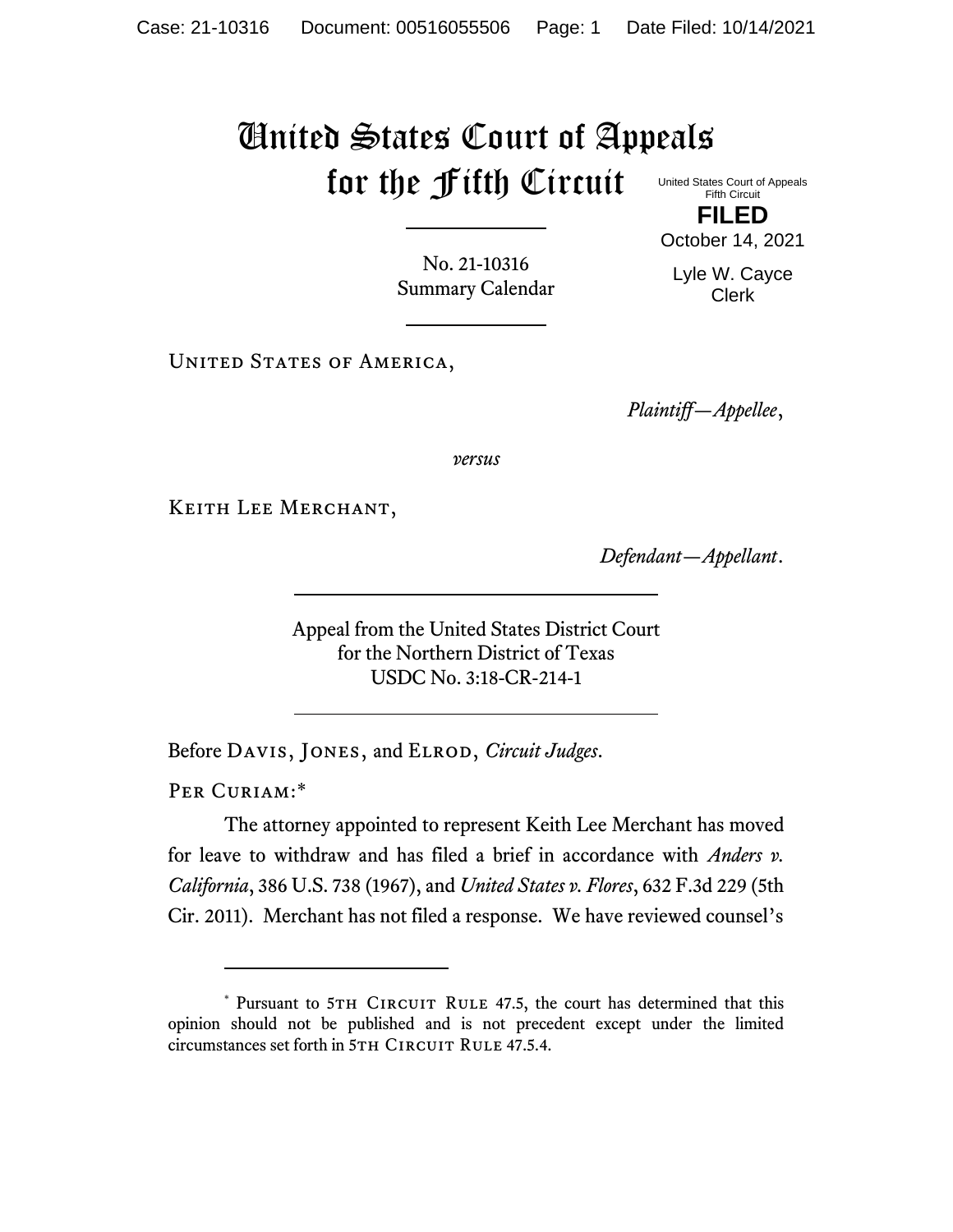# United States Court of Appeals for the Fifth Circuit

United States Court of Appeals
Fifth Circuit

**FILED**

October 14, 2021

Lyle W. Cayce
Clerk

No. 21-10316
Summary Calendar

---

United States of America,

*Plaintiff—Appellee*,

*versus*

Keith Lee Merchant,

*Defendant—Appellant*.

---

Appeal from the United States District Court
for the Northern District of Texas
USDC No. 3:18-CR-214-1

---

Before Davis, Jones, and Elrod, *Circuit Judges*.

Per Curiam:*

The attorney appointed to represent Keith Lee Merchant has moved for leave to withdraw and has filed a brief in accordance with *Anders v. California*, 386 U.S. 738 (1967), and *United States v. Flores*, 632 F.3d 229 (5th Cir. 2011). Merchant has not filed a response. We have reviewed counsel's

---

\* Pursuant to 5th Circuit Rule 47.5, the court has determined that this opinion should not be published and is not precedent except under the limited circumstances set forth in 5th Circuit Rule 47.5.4.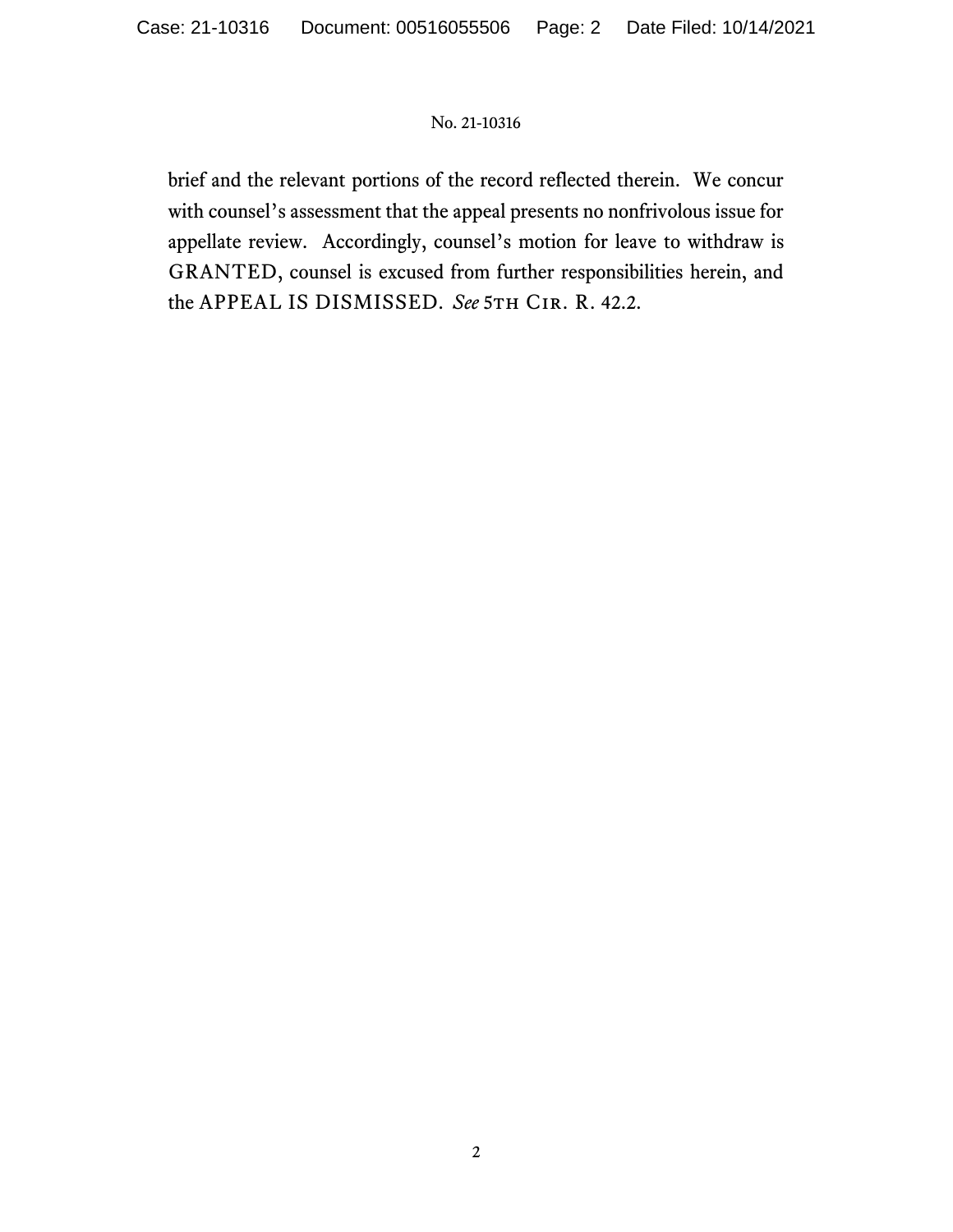brief and the relevant portions of the record reflected therein. We concur with counsel's assessment that the appeal presents no nonfrivolous issue for appellate review. Accordingly, counsel's motion for leave to withdraw is GRANTED, counsel is excused from further responsibilities herein, and the APPEAL IS DISMISSED. *See* 5TH CIR. R. 42.2.